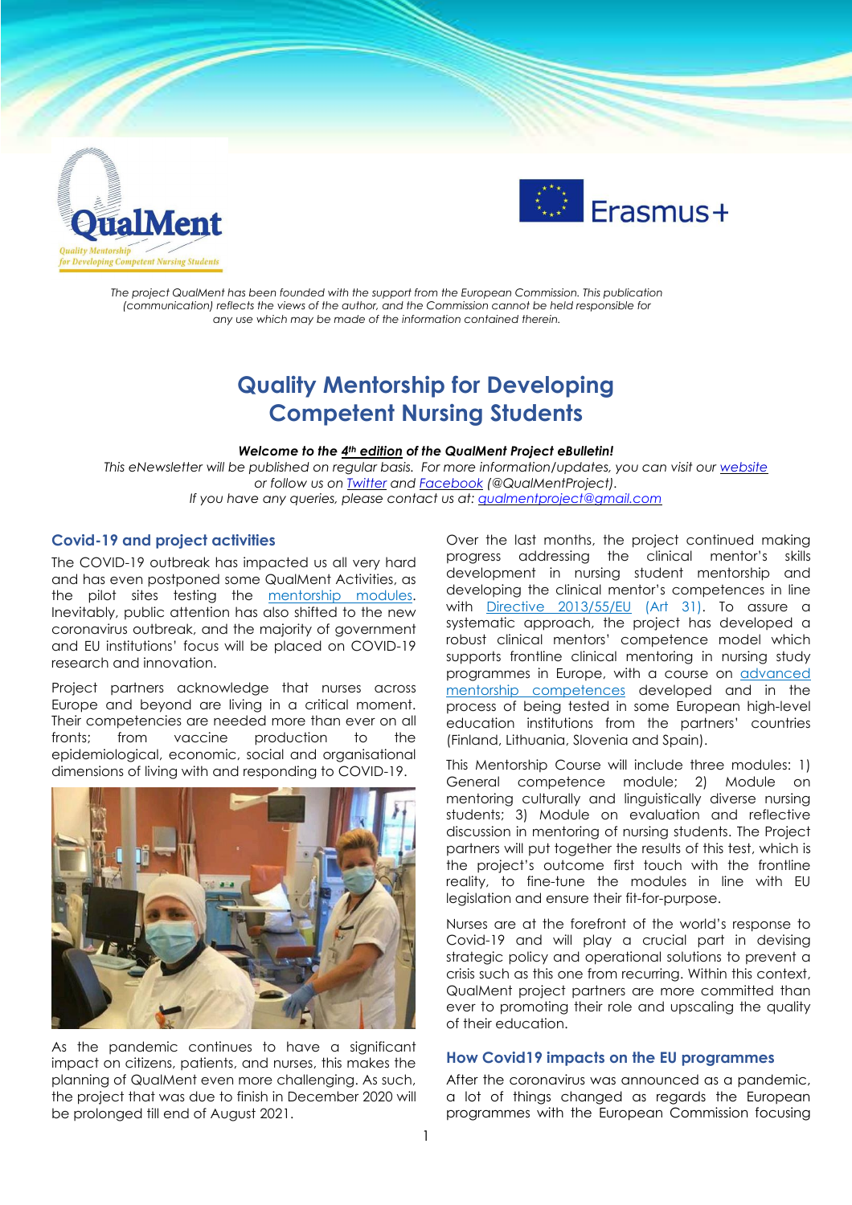*The project QualMent has been founded with the support from the European Commission. This publication (communication) reflects the views of the author, and the Commission cannot be held responsible for any use which may be made of the information contained therein.*

# Quality Mentorship for Developing Competent Nursing Students

***Welcome to the 4th edition of the QualMent Project eBulletin!***

*This eNewsletter will be published on regular basis. For more information/updates, you can visit our website or follow us on Twitter and Facebook (@QualMentProject).*
*If you have any queries, please contact us at: qualmentproject@gmail.com*

## Covid-19 and project activities

The COVID-19 outbreak has impacted us all very hard and has even postponed some QualMent Activities, as the pilot sites testing the mentorship modules. Inevitably, public attention has also shifted to the new coronavirus outbreak, and the majority of government and EU institutions' focus will be placed on COVID-19 research and innovation.

Project partners acknowledge that nurses across Europe and beyond are living in a critical moment. Their competencies are needed more than ever on all fronts; from vaccine production to the epidemiological, economic, social and organisational dimensions of living with and responding to COVID-19.

As the pandemic continues to have a significant impact on citizens, patients, and nurses, this makes the planning of QualMent even more challenging. As such, the project that was due to finish in December 2020 will be prolonged till end of August 2021.

Over the last months, the project continued making progress addressing the clinical mentor's skills development in nursing student mentorship and developing the clinical mentor's competences in line with Directive 2013/55/EU (Art 31). To assure a systematic approach, the project has developed a robust clinical mentors' competence model which supports frontline clinical mentoring in nursing study programmes in Europe, with a course on advanced mentorship competences developed and in the process of being tested in some European high-level education institutions from the partners' countries (Finland, Lithuania, Slovenia and Spain).

This Mentorship Course will include three modules: 1) General competence module; 2) Module on mentoring culturally and linguistically diverse nursing students; 3) Module on evaluation and reflective discussion in mentoring of nursing students. The Project partners will put together the results of this test, which is the project's outcome first touch with the frontline reality, to fine-tune the modules in line with EU legislation and ensure their fit-for-purpose.

Nurses are at the forefront of the world's response to Covid-19 and will play a crucial part in devising strategic policy and operational solutions to prevent a crisis such as this one from recurring. Within this context, QualMent project partners are more committed than ever to promoting their role and upscaling the quality of their education.

## How Covid19 impacts on the EU programmes

After the coronavirus was announced as a pandemic, a lot of things changed as regards the European programmes with the European Commission focusing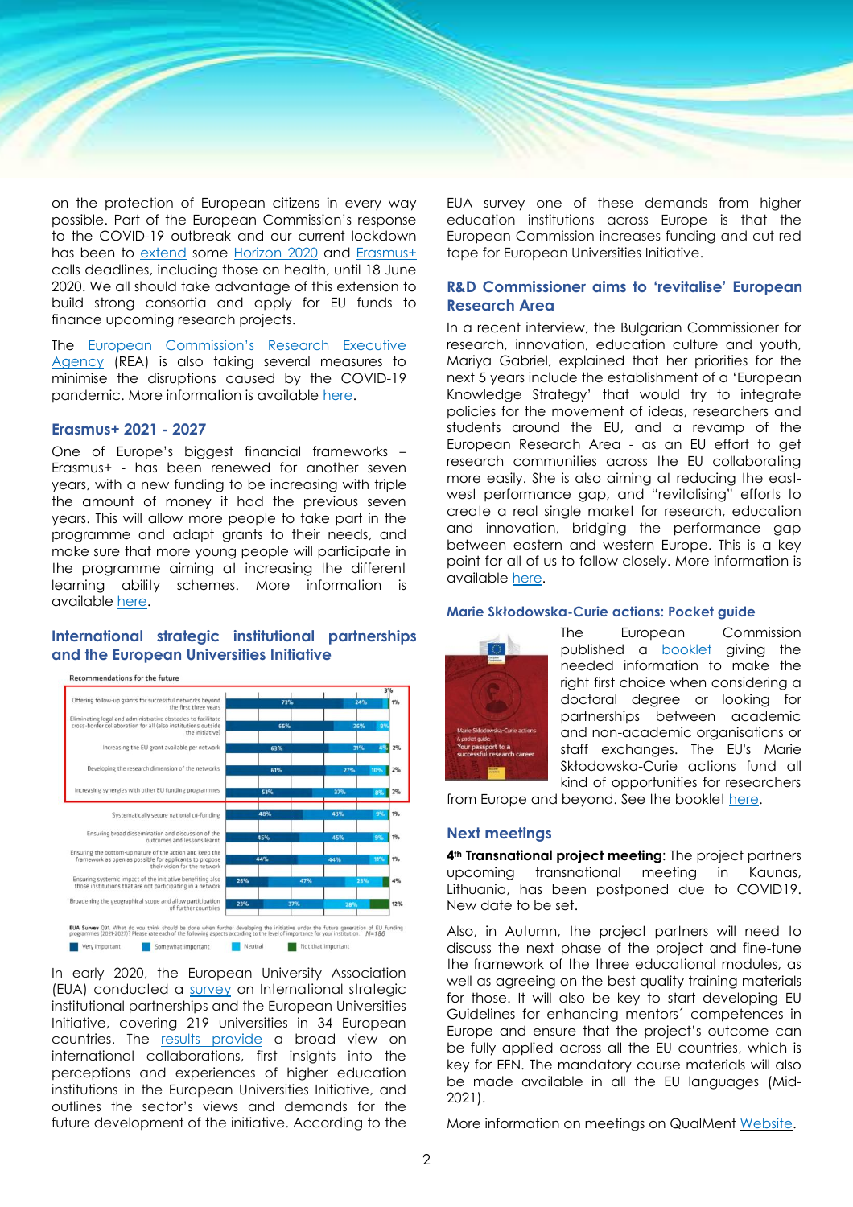on the protection of European citizens in every way possible. Part of the European Commission's response to the COVID-19 outbreak and our current lockdown has been to extend some Horizon 2020 and Erasmus+ calls deadlines, including those on health, until 18 June 2020. We all should take advantage of this extension to build strong consortia and apply for EU funds to finance upcoming research projects.

The European Commission's Research Executive Agency (REA) is also taking several measures to minimise the disruptions caused by the COVID-19 pandemic. More information is available here.

## Erasmus+ 2021 - 2027

One of Europe's biggest financial frameworks – Erasmus+ - has been renewed for another seven years, with a new funding to be increasing with triple the amount of money it had the previous seven years. This will allow more people to take part in the programme and adapt grants to their needs, and make sure that more young people will participate in the programme aiming at increasing the different learning ability schemes. More information is available here.

## International strategic institutional partnerships and the European Universities Initiative

Recommendations for the future

Offering follow-up grants for successful networks beyond the first three years — 73% — 24% — 1% — 3%

Eliminating legal and administrative obstacles to facilitate cross-border collaboration for all (also institutions outside the initiative) — 66% — 26% — 8%

Increasing the EU grant available per network — 63% — 31% — 4% — 2%

Developing the research dimension of the networks — 61% — 27% — 10% — 2%

Increasing synergies with other EU funding programmes — 53% — 37% — 8% — 2%

Systematically secure national co-funding — 48% — 43% — 9% — 1%

Ensuring broad dissemination and discussion of the outcomes and lessons learnt — 45% — 45% — 9% — 1%

Ensuring the bottom-up nature of the action and keep the framework as open as possible for applicants to propose their vision for the network — 44% — 44% — 11% — 1%

Ensuring systemic impact of the initiative benefiting also those institutions that are not participating in a network — 26% — 47% — 23% — 4%

Broadening the geographical scope and allow participation of further countries — 23% — 37% — 28% — 12%

EUA Survey Q91. What do you think should be done when further developing the initiative under the future generation of EU funding programmes (2021-2027)? Please rate each of the following aspects according to the level of importance for your institution. N=186

Very important · Somewhat important · Neutral · Not that important

In early 2020, the European University Association (EUA) conducted a survey on International strategic institutional partnerships and the European Universities Initiative, covering 219 universities in 34 European countries. The results provide a broad view on international collaborations, first insights into the perceptions and experiences of higher education institutions in the European Universities Initiative, and outlines the sector's views and demands for the future development of the initiative. According to the EUA survey one of these demands from higher education institutions across Europe is that the European Commission increases funding and cut red tape for European Universities Initiative.

## R&D Commissioner aims to 'revitalise' European Research Area

In a recent interview, the Bulgarian Commissioner for research, innovation, education culture and youth, Mariya Gabriel, explained that her priorities for the next 5 years include the establishment of a 'European Knowledge Strategy' that would try to integrate policies for the movement of ideas, researchers and students around the EU, and a revamp of the European Research Area - as an EU effort to get research communities across the EU collaborating more easily. She is also aiming at reducing the east-west performance gap, and "revitalising" efforts to create a real single market for research, education and innovation, bridging the performance gap between eastern and western Europe. This is a key point for all of us to follow closely. More information is available here.

## Marie Skłodowska-Curie actions: Pocket guide

Marie Skłodowska-Curie actions
A pocket guide
Your passport to a successful research career

The European Commission published a booklet giving the needed information to make the right first choice when considering a doctoral degree or looking for partnerships between academic and non-academic organisations or staff exchanges. The EU's Marie Skłodowska-Curie actions fund all kind of opportunities for researchers from Europe and beyond. See the booklet here.

## Next meetings

**4th Transnational project meeting**: The project partners upcoming transnational meeting in Kaunas, Lithuania, has been postponed due to COVID19. New date to be set.

Also, in Autumn, the project partners will need to discuss the next phase of the project and fine-tune the framework of the three educational modules, as well as agreeing on the best quality training materials for those. It will also be key to start developing EU Guidelines for enhancing mentors´ competences in Europe and ensure that the project's outcome can be fully applied across all the EU countries, which is key for EFN. The mandatory course materials will also be made available in all the EU languages (Mid-2021).

More information on meetings on QualMent Website.